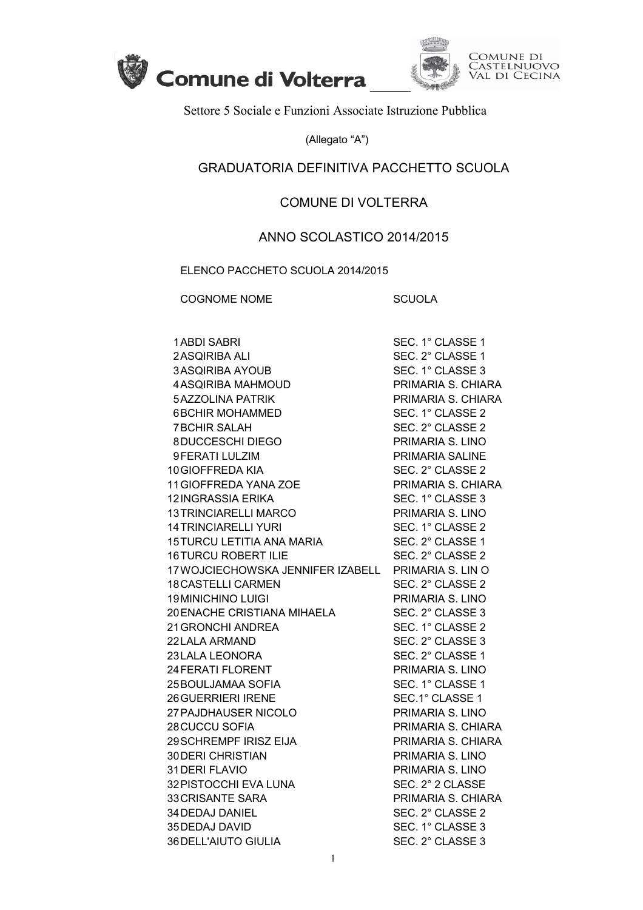Comune di Volterra

COMUNE DI CASTELNUOVO VAL DI CECINA

Settore 5 Sociale e Funzioni Associate Istruzione Pubblica

(Allegato "A")

# GRADUATORIA DEFINITIVA PACCHETTO SCUOLA

## COMUNE DI VOLTERRA

## ANNO SCOLASTICO 2014/2015

ELENCO PACCHETO SCUOLA 2014/2015

| | COGNOME NOME | SCUOLA |
|---|---|---|
| 1 | ABDI SABRI | SEC. 1° CLASSE 1 |
| 2 | ASQIRIBA ALI | SEC. 2° CLASSE 1 |
| 3 | ASQIRIBA AYOUB | SEC. 1° CLASSE 3 |
| 4 | ASQIRIBA MAHMOUD | PRIMARIA S. CHIARA |
| 5 | AZZOLINA PATRIK | PRIMARIA S. CHIARA |
| 6 | BCHIR MOHAMMED | SEC. 1° CLASSE 2 |
| 7 | BCHIR SALAH | SEC. 2° CLASSE 2 |
| 8 | DUCCESCHI DIEGO | PRIMARIA S. LINO |
| 9 | FERATI LULZIM | PRIMARIA SALINE |
| 10 | GIOFFREDA KIA | SEC. 2° CLASSE 2 |
| 11 | GIOFFREDA YANA ZOE | PRIMARIA S. CHIARA |
| 12 | INGRASSIA ERIKA | SEC. 1° CLASSE 3 |
| 13 | TRINCIARELLI MARCO | PRIMARIA S. LINO |
| 14 | TRINCIARELLI YURI | SEC. 1° CLASSE 2 |
| 15 | TURCU LETITIA ANA MARIA | SEC. 2° CLASSE 1 |
| 16 | TURCU ROBERT ILIE | SEC. 2° CLASSE 2 |
| 17 | WOJCIECHOWSKA JENNIFER IZABELL | PRIMARIA S. LIN O |
| 18 | CASTELLI CARMEN | SEC. 2° CLASSE 2 |
| 19 | MINICHINO LUIGI | PRIMARIA S. LINO |
| 20 | ENACHE CRISTIANA MIHAELA | SEC. 2° CLASSE 3 |
| 21 | GRONCHI ANDREA | SEC. 1° CLASSE 2 |
| 22 | LALA ARMAND | SEC. 2° CLASSE 3 |
| 23 | LALA LEONORA | SEC. 2° CLASSE 1 |
| 24 | FERATI FLORENT | PRIMARIA S. LINO |
| 25 | BOULJAMAA SOFIA | SEC. 1° CLASSE 1 |
| 26 | GUERRIERI IRENE | SEC.1° CLASSE 1 |
| 27 | PAJDHAUSER NICOLO | PRIMARIA S. LINO |
| 28 | CUCCU SOFIA | PRIMARIA S. CHIARA |
| 29 | SCHREMPF IRISZ EIJA | PRIMARIA S. CHIARA |
| 30 | DERI CHRISTIAN | PRIMARIA S. LINO |
| 31 | DERI FLAVIO | PRIMARIA S. LINO |
| 32 | PISTOCCHI EVA LUNA | SEC. 2° 2 CLASSE |
| 33 | CRISANTE SARA | PRIMARIA S. CHIARA |
| 34 | DEDAJ DANIEL | SEC. 2° CLASSE 2 |
| 35 | DEDAJ DAVID | SEC. 1° CLASSE 3 |
| 36 | DELL'AIUTO GIULIA | SEC. 2° CLASSE 3 |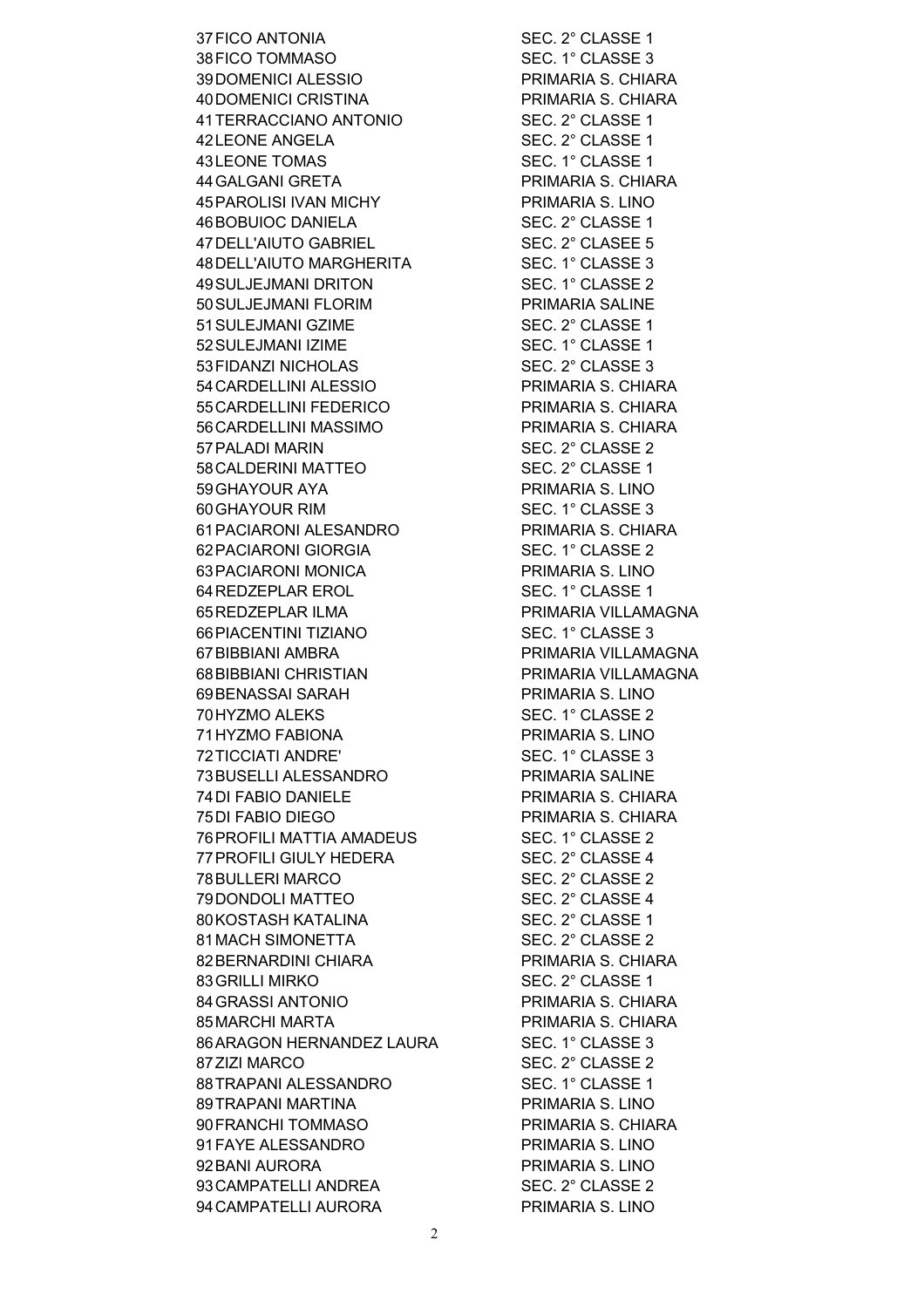| | | |
|---|---|---|
| 37 | FICO ANTONIA | SEC. 2° CLASSE 1 |
| 38 | FICO TOMMASO | SEC. 1° CLASSE 3 |
| 39 | DOMENICI ALESSIO | PRIMARIA S. CHIARA |
| 40 | DOMENICI CRISTINA | PRIMARIA S. CHIARA |
| 41 | TERRACCIANO ANTONIO | SEC. 2° CLASSE 1 |
| 42 | LEONE ANGELA | SEC. 2° CLASSE 1 |
| 43 | LEONE TOMAS | SEC. 1° CLASSE 1 |
| 44 | GALGANI GRETA | PRIMARIA S. CHIARA |
| 45 | PAROLISI IVAN MICHY | PRIMARIA S. LINO |
| 46 | BOBUIOC DANIELA | SEC. 2° CLASSE 1 |
| 47 | DELL'AIUTO GABRIEL | SEC. 2° CLASEE 5 |
| 48 | DELL'AIUTO MARGHERITA | SEC. 1° CLASSE 3 |
| 49 | SULJEJMANI DRITON | SEC. 1° CLASSE 2 |
| 50 | SULJEJMANI FLORIM | PRIMARIA SALINE |
| 51 | SULEJMANI GZIME | SEC. 2° CLASSE 1 |
| 52 | SULEJMANI IZIME | SEC. 1° CLASSE 1 |
| 53 | FIDANZI NICHOLAS | SEC. 2° CLASSE 3 |
| 54 | CARDELLINI ALESSIO | PRIMARIA S. CHIARA |
| 55 | CARDELLINI FEDERICO | PRIMARIA S. CHIARA |
| 56 | CARDELLINI MASSIMO | PRIMARIA S. CHIARA |
| 57 | PALADI MARIN | SEC. 2° CLASSE 2 |
| 58 | CALDERINI MATTEO | SEC. 2° CLASSE 1 |
| 59 | GHAYOUR AYA | PRIMARIA S. LINO |
| 60 | GHAYOUR RIM | SEC. 1° CLASSE 3 |
| 61 | PACIARONI ALESANDRO | PRIMARIA S. CHIARA |
| 62 | PACIARONI GIORGIA | SEC. 1° CLASSE 2 |
| 63 | PACIARONI MONICA | PRIMARIA S. LINO |
| 64 | REDZEPLAR EROL | SEC. 1° CLASSE 1 |
| 65 | REDZEPLAR ILMA | PRIMARIA VILLAMAGNA |
| 66 | PIACENTINI TIZIANO | SEC. 1° CLASSE 3 |
| 67 | BIBBIANI AMBRA | PRIMARIA VILLAMAGNA |
| 68 | BIBBIANI CHRISTIAN | PRIMARIA VILLAMAGNA |
| 69 | BENASSAI SARAH | PRIMARIA S. LINO |
| 70 | HYZMO ALEKS | SEC. 1° CLASSE 2 |
| 71 | HYZMO FABIONA | PRIMARIA S. LINO |
| 72 | TICCIATI ANDRE' | SEC. 1° CLASSE 3 |
| 73 | BUSELLI ALESSANDRO | PRIMARIA SALINE |
| 74 | DI FABIO DANIELE | PRIMARIA S. CHIARA |
| 75 | DI FABIO DIEGO | PRIMARIA S. CHIARA |
| 76 | PROFILI MATTIA AMADEUS | SEC. 1° CLASSE 2 |
| 77 | PROFILI GIULY HEDERA | SEC. 2° CLASSE 4 |
| 78 | BULLERI MARCO | SEC. 2° CLASSE 2 |
| 79 | DONDOLI MATTEO | SEC. 2° CLASSE 4 |
| 80 | KOSTASH KATALINA | SEC. 2° CLASSE 1 |
| 81 | MACH SIMONETTA | SEC. 2° CLASSE 2 |
| 82 | BERNARDINI CHIARA | PRIMARIA S. CHIARA |
| 83 | GRILLI MIRKO | SEC. 2° CLASSE 1 |
| 84 | GRASSI ANTONIO | PRIMARIA S. CHIARA |
| 85 | MARCHI MARTA | PRIMARIA S. CHIARA |
| 86 | ARAGON HERNANDEZ LAURA | SEC. 1° CLASSE 3 |
| 87 | ZIZI MARCO | SEC. 2° CLASSE 2 |
| 88 | TRAPANI ALESSANDRO | SEC. 1° CLASSE 1 |
| 89 | TRAPANI MARTINA | PRIMARIA S. LINO |
| 90 | FRANCHI TOMMASO | PRIMARIA S. CHIARA |
| 91 | FAYE ALESSANDRO | PRIMARIA S. LINO |
| 92 | BANI AURORA | PRIMARIA S. LINO |
| 93 | CAMPATELLI ANDREA | SEC. 2° CLASSE 2 |
| 94 | CAMPATELLI AURORA | PRIMARIA S. LINO |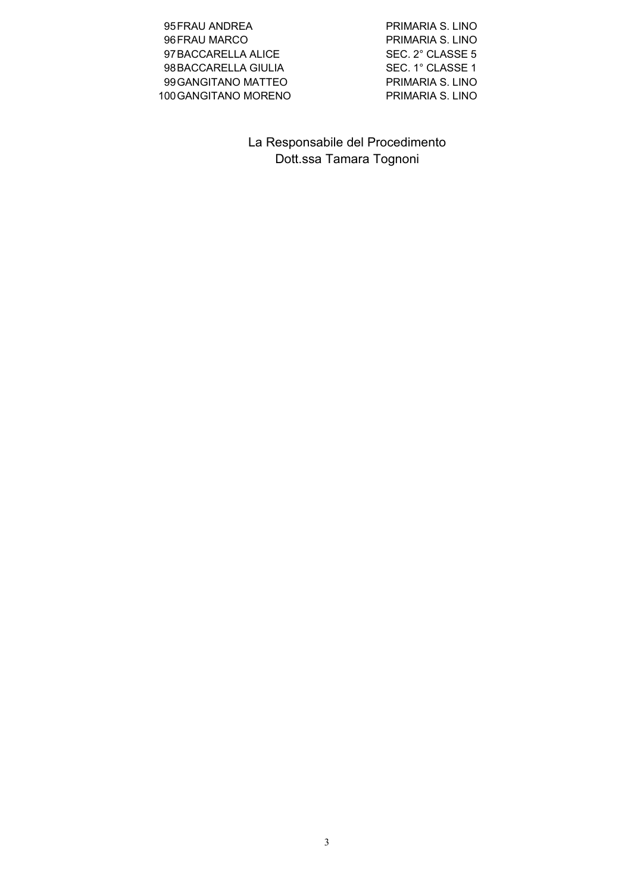| | | |
|---|---|---|
| 95 | FRAU ANDREA | PRIMARIA S. LINO |
| 96 | FRAU MARCO | PRIMARIA S. LINO |
| 97 | BACCARELLA ALICE | SEC. 2° CLASSE 5 |
| 98 | BACCARELLA GIULIA | SEC. 1° CLASSE 1 |
| 99 | GANGITANO MATTEO | PRIMARIA S. LINO |
| 100 | GANGITANO MORENO | PRIMARIA S. LINO |

La Responsabile del Procedimento
Dott.ssa Tamara Tognoni